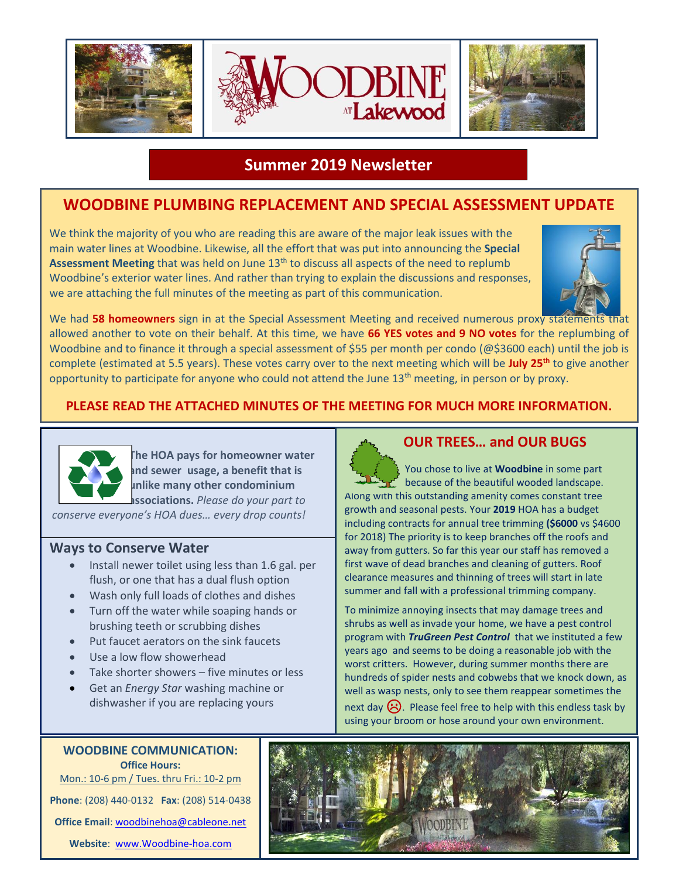# WOODBINE AT Lakewood

## Summer 2019 Newsletter

## WOODBINE PLUMBING REPLACEMENT AND SPECIAL ASSESSMENT UPDATE

We think the majority of you who are reading this are aware of the major leak issues with the main water lines at Woodbine. Likewise, all the effort that was put into announcing the **Special Assessment Meeting** that was held on June 13th to discuss all aspects of the need to replumb Woodbine's exterior water lines. And rather than trying to explain the discussions and responses, we are attaching the full minutes of the meeting as part of this communication.

We had **58 homeowners** sign in at the Special Assessment Meeting and received numerous proxy statements that allowed another to vote on their behalf. At this time, we have **66 YES votes and 9 NO votes** for the replumbing of Woodbine and to finance it through a special assessment of $55 per month per condo (@$3600 each) until the job is complete (estimated at 5.5 years). These votes carry over to the next meeting which will be **July 25th** to give another opportunity to participate for anyone who could not attend the June 13th meeting, in person or by proxy.

**PLEASE READ THE ATTACHED MINUTES OF THE MEETING FOR MUCH MORE INFORMATION.**

**The HOA pays for homeowner water and sewer usage, a benefit that is unlike many other condominium associations.** *Please do your part to conserve everyone's HOA dues… every drop counts!*

### Ways to Conserve Water

- Install newer toilet using less than 1.6 gal. per flush, or one that has a dual flush option
- Wash only full loads of clothes and dishes
- Turn off the water while soaping hands or brushing teeth or scrubbing dishes
- Put faucet aerators on the sink faucets
- Use a low flow showerhead
- Take shorter showers – five minutes or less
- Get an *Energy Star* washing machine or dishwasher if you are replacing yours

### OUR TREES… and OUR BUGS

You chose to live at **Woodbine** in some part because of the beautiful wooded landscape. Along with this outstanding amenity comes constant tree growth and seasonal pests. Your **2019** HOA has a budget including contracts for annual tree trimming **($6000** vs $4600 for 2018) The priority is to keep branches off the roofs and away from gutters. So far this year our staff has removed a first wave of dead branches and cleaning of gutters. Roof clearance measures and thinning of trees will start in late summer and fall with a professional trimming company.

To minimize annoying insects that may damage trees and shrubs as well as invade your home, we have a pest control program with ***TruGreen Pest Control*** that we instituted a few years ago and seems to be doing a reasonable job with the worst critters. However, during summer months there are hundreds of spider nests and cobwebs that we knock down, as well as wasp nests, only to see them reappear sometimes the next day ☹. Please feel free to help with this endless task by using your broom or hose around your own environment.

**WOODBINE COMMUNICATION:**

**Office Hours:**
Mon.: 10-6 pm / Tues. thru Fri.: 10-2 pm

**Phone**: (208) 440-0132 **Fax**: (208) 514-0438

**Office Email**: woodbinehoa@cableone.net

**Website**: www.Woodbine-hoa.com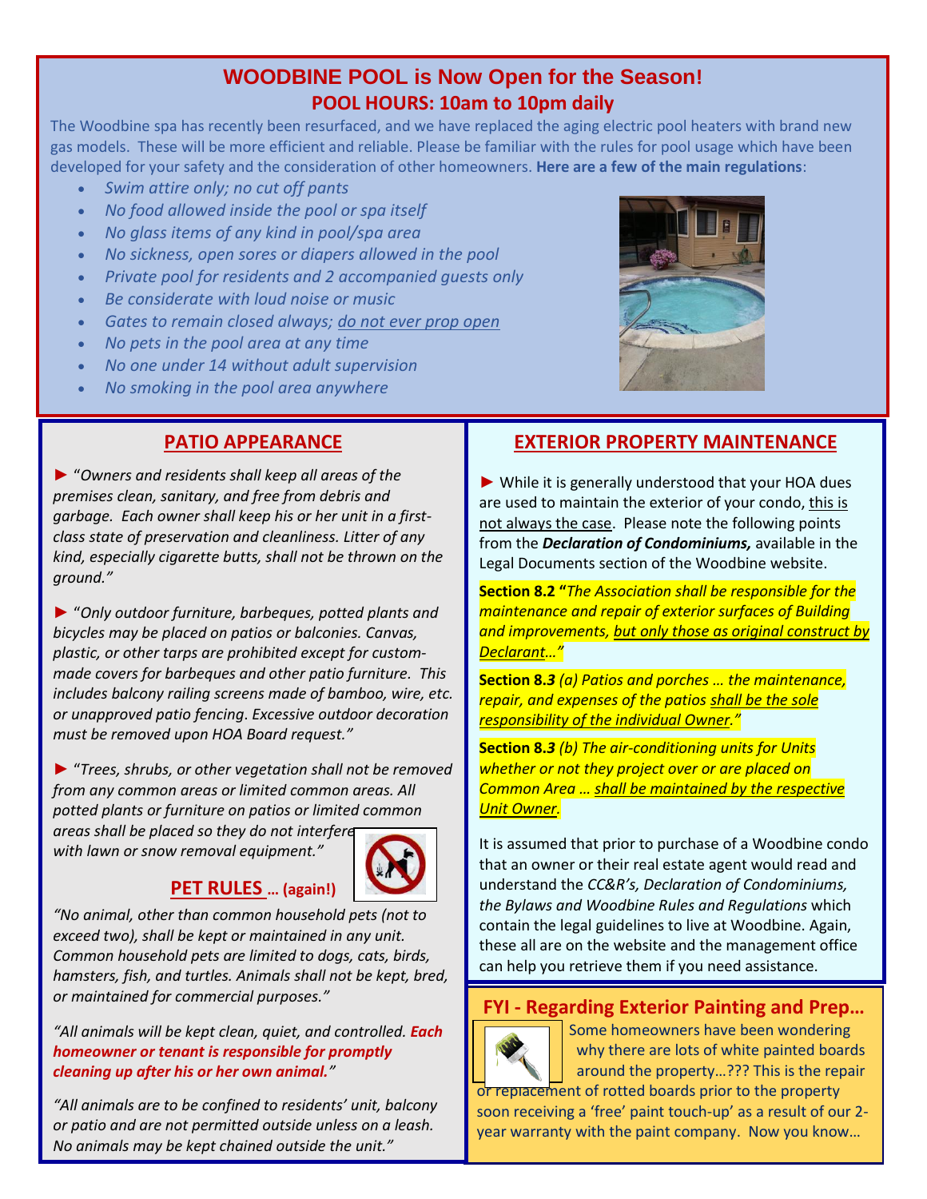# WOODBINE POOL is Now Open for the Season!

## POOL HOURS: 10am to 10pm daily

The Woodbine spa has recently been resurfaced, and we have replaced the aging electric pool heaters with brand new gas models. These will be more efficient and reliable. Please be familiar with the rules for pool usage which have been developed for your safety and the consideration of other homeowners. **Here are a few of the main regulations**:

- *Swim attire only; no cut off pants*
- *No food allowed inside the pool or spa itself*
- *No glass items of any kind in pool/spa area*
- *No sickness, open sores or diapers allowed in the pool*
- *Private pool for residents and 2 accompanied guests only*
- *Be considerate with loud noise or music*
- *Gates to remain closed always; do not ever prop open*
- *No pets in the pool area at any time*
- *No one under 14 without adult supervision*
- *No smoking in the pool area anywhere*

## PATIO APPEARANCE

► "*Owners and residents shall keep all areas of the premises clean, sanitary, and free from debris and garbage. Each owner shall keep his or her unit in a first-class state of preservation and cleanliness. Litter of any kind, especially cigarette butts, shall not be thrown on the ground.*"

► "*Only outdoor furniture, barbeques, potted plants and bicycles may be placed on patios or balconies. Canvas, plastic, or other tarps are prohibited except for custom-made covers for barbeques and other patio furniture. This includes balcony railing screens made of bamboo, wire, etc. or unapproved patio fencing. Excessive outdoor decoration must be removed upon HOA Board request.*"

► "*Trees, shrubs, or other vegetation shall not be removed from any common areas or limited common areas. All potted plants or furniture on patios or limited common areas shall be placed so they do not interfere with lawn or snow removal equipment.*"

## PET RULES … (again!)

*"No animal, other than common household pets (not to exceed two), shall be kept or maintained in any unit. Common household pets are limited to dogs, cats, birds, hamsters, fish, and turtles. Animals shall not be kept, bred, or maintained for commercial purposes."*

*"All animals will be kept clean, quiet, and controlled.* ***Each homeowner or tenant is responsible for promptly cleaning up after his or her own animal.****"*

*"All animals are to be confined to residents' unit, balcony or patio and are not permitted outside unless on a leash. No animals may be kept chained outside the unit."*

## EXTERIOR PROPERTY MAINTENANCE

► While it is generally understood that your HOA dues are used to maintain the exterior of your condo, this is not always the case. Please note the following points from the ***Declaration of Condominiums,*** available in the Legal Documents section of the Woodbine website.

**Section 8.2 "***The Association shall be responsible for the maintenance and repair of exterior surfaces of Building and improvements, but only those as original construct by Declarant…"*

**Section 8.*3*** *(a) Patios and porches … the maintenance, repair, and expenses of the patios shall be the sole responsibility of the individual Owner."*

**Section 8.*3*** *(b) The air-conditioning units for Units whether or not they project over or are placed on Common Area … shall be maintained by the respective Unit Owner.*

It is assumed that prior to purchase of a Woodbine condo that an owner or their real estate agent would read and understand the *CC&R's, Declaration of Condominiums, the Bylaws and Woodbine Rules and Regulations* which contain the legal guidelines to live at Woodbine. Again, these all are on the website and the management office can help you retrieve them if you need assistance.

## FYI - Regarding Exterior Painting and Prep…

Some homeowners have been wondering why there are lots of white painted boards around the property…??? This is the repair or replacement of rotted boards prior to the property soon receiving a 'free' paint touch-up' as a result of our 2-year warranty with the paint company. Now you know…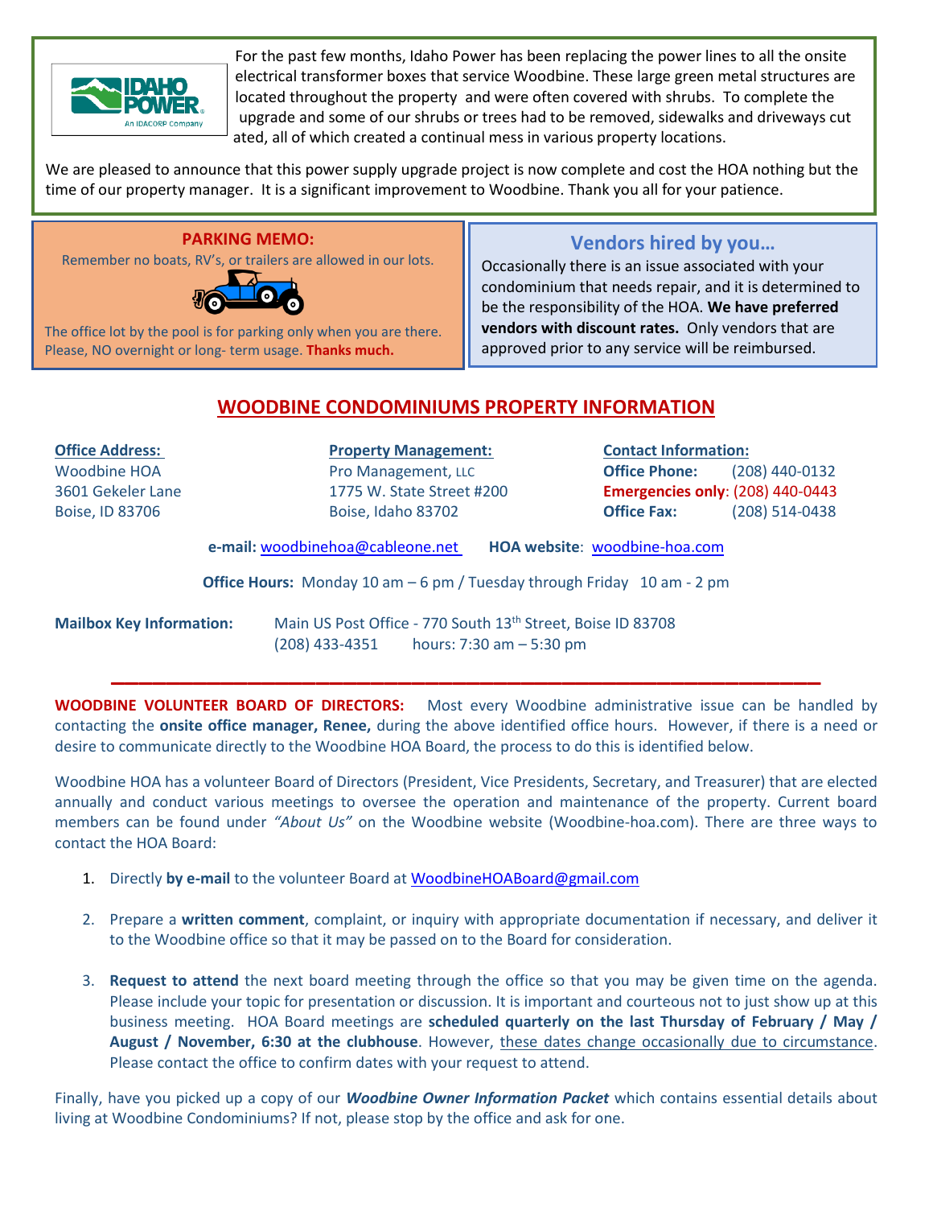For the past few months, Idaho Power has been replacing the power lines to all the onsite electrical transformer boxes that service Woodbine. These large green metal structures are located throughout the property and were often covered with shrubs. To complete the upgrade and some of our shrubs or trees had to be removed, sidewalks and driveways cut ated, all of which created a continual mess in various property locations.

We are pleased to announce that this power supply upgrade project is now complete and cost the HOA nothing but the time of our property manager. It is a significant improvement to Woodbine. Thank you all for your patience.

**PARKING MEMO:**

Remember no boats, RV's, or trailers are allowed in our lots.

The office lot by the pool is for parking only when you are there. Please, NO overnight or long- term usage. **Thanks much.**

## Vendors hired by you…

Occasionally there is an issue associated with your condominium that needs repair, and it is determined to be the responsibility of the HOA. **We have preferred vendors with discount rates.** Only vendors that are approved prior to any service will be reimbursed.

## WOODBINE CONDOMINIUMS PROPERTY INFORMATION

**Office Address:**
Woodbine HOA
3601 Gekeler Lane
Boise, ID 83706

**Property Management:**
Pro Management, LLC
1775 W. State Street #200
Boise, Idaho 83702

**Contact Information:**
**Office Phone:** (208) 440-0132
**Emergencies only**: (208) 440-0443
**Office Fax:** (208) 514-0438

**e-mail:** woodbinehoa@cableone.net **HOA website**: woodbine-hoa.com

**Office Hours:** Monday 10 am – 6 pm / Tuesday through Friday 10 am - 2 pm

**Mailbox Key Information:** Main US Post Office - 770 South 13th Street, Boise ID 83708
(208) 433-4351 hours: 7:30 am – 5:30 pm

---

**WOODBINE VOLUNTEER BOARD OF DIRECTORS:** Most every Woodbine administrative issue can be handled by contacting the **onsite office manager, Renee,** during the above identified office hours. However, if there is a need or desire to communicate directly to the Woodbine HOA Board, the process to do this is identified below.

Woodbine HOA has a volunteer Board of Directors (President, Vice Presidents, Secretary, and Treasurer) that are elected annually and conduct various meetings to oversee the operation and maintenance of the property. Current board members can be found under *"About Us"* on the Woodbine website (Woodbine-hoa.com). There are three ways to contact the HOA Board:

1. Directly **by e-mail** to the volunteer Board at WoodbineHOABoard@gmail.com
2. Prepare a **written comment**, complaint, or inquiry with appropriate documentation if necessary, and deliver it to the Woodbine office so that it may be passed on to the Board for consideration.
3. **Request to attend** the next board meeting through the office so that you may be given time on the agenda. Please include your topic for presentation or discussion. It is important and courteous not to just show up at this business meeting. HOA Board meetings are **scheduled quarterly on the last Thursday of February / May / August / November, 6:30 at the clubhouse**. However, these dates change occasionally due to circumstance. Please contact the office to confirm dates with your request to attend.

Finally, have you picked up a copy of our ***Woodbine Owner Information Packet*** which contains essential details about living at Woodbine Condominiums? If not, please stop by the office and ask for one.